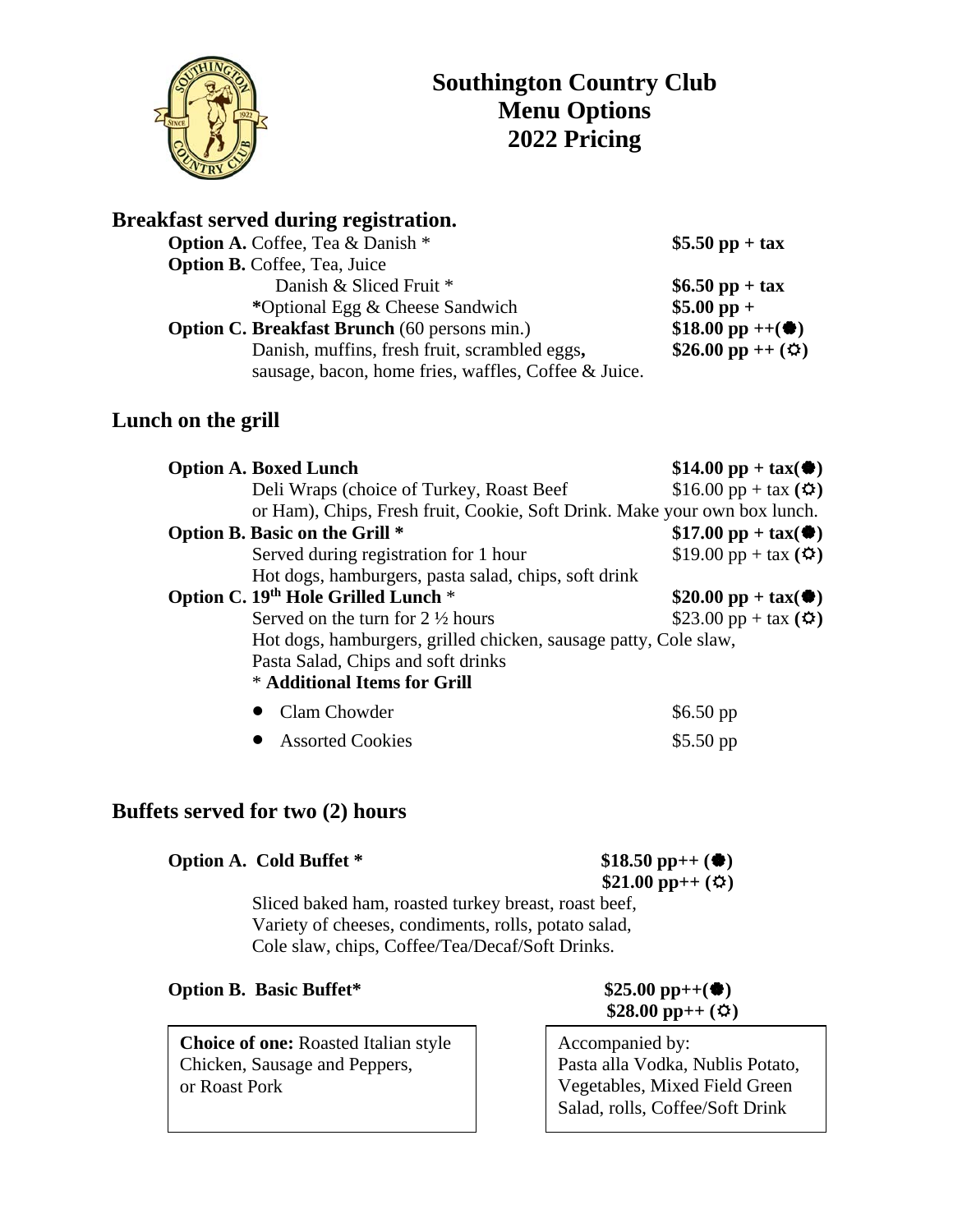# Southington Country Club
## Menu Options
## 2022 Pricing

### Breakfast served during registration.

**Option A.** Coffee, Tea & Danish * — **$5.50 pp + tax**

**Option B.** Coffee, Tea, Juice
Danish & Sliced Fruit * — **$6.50 pp + tax**
***Optional Egg & Cheese Sandwich** — **$5.00 pp +**

**Option C. Breakfast Brunch** (60 persons min.) — **$18.00 pp ++(✹)** **$26.00 pp ++ (✡)**
Danish, muffins, fresh fruit, scrambled eggs**,** sausage, bacon, home fries, waffles, Coffee & Juice.

### Lunch on the grill

**Option A. Boxed Lunch** — **$14.00 pp + tax(✹)** $16.00 pp + tax **(✡)**
Deli Wraps (choice of Turkey, Roast Beef or Ham), Chips, Fresh fruit, Cookie, Soft Drink. Make your own box lunch.

**Option B. Basic on the Grill *** — **$17.00 pp + tax(✹)** $19.00 pp + tax **(✡)**
Served during registration for 1 hour
Hot dogs, hamburgers, pasta salad, chips, soft drink

**Option C. 19th Hole Grilled Lunch** * — **$20.00 pp + tax(✹)** $23.00 pp + tax **(✡)**
Served on the turn for 2 ½ hours
Hot dogs, hamburgers, grilled chicken, sausage patty, Cole slaw, Pasta Salad, Chips and soft drinks

\* **Additional Items for Grill**

- Clam Chowder — $6.50 pp
- Assorted Cookies — $5.50 pp

### Buffets served for two (2) hours

**Option A. Cold Buffet *** — **$18.50 pp++ (✹)** **$21.00 pp++ (✡)**
Sliced baked ham, roasted turkey breast, roast beef, Variety of cheeses, condiments, rolls, potato salad, Cole slaw, chips, Coffee/Tea/Decaf/Soft Drinks.

**Option B. Basic Buffet*** — **$25.00 pp++(✹)** **$28.00 pp++ (✡)**

**Choice of one:** Roasted Italian style Chicken, Sausage and Peppers, or Roast Pork

Accompanied by:
Pasta alla Vodka, Nublis Potato, Vegetables, Mixed Field Green Salad, rolls, Coffee/Soft Drink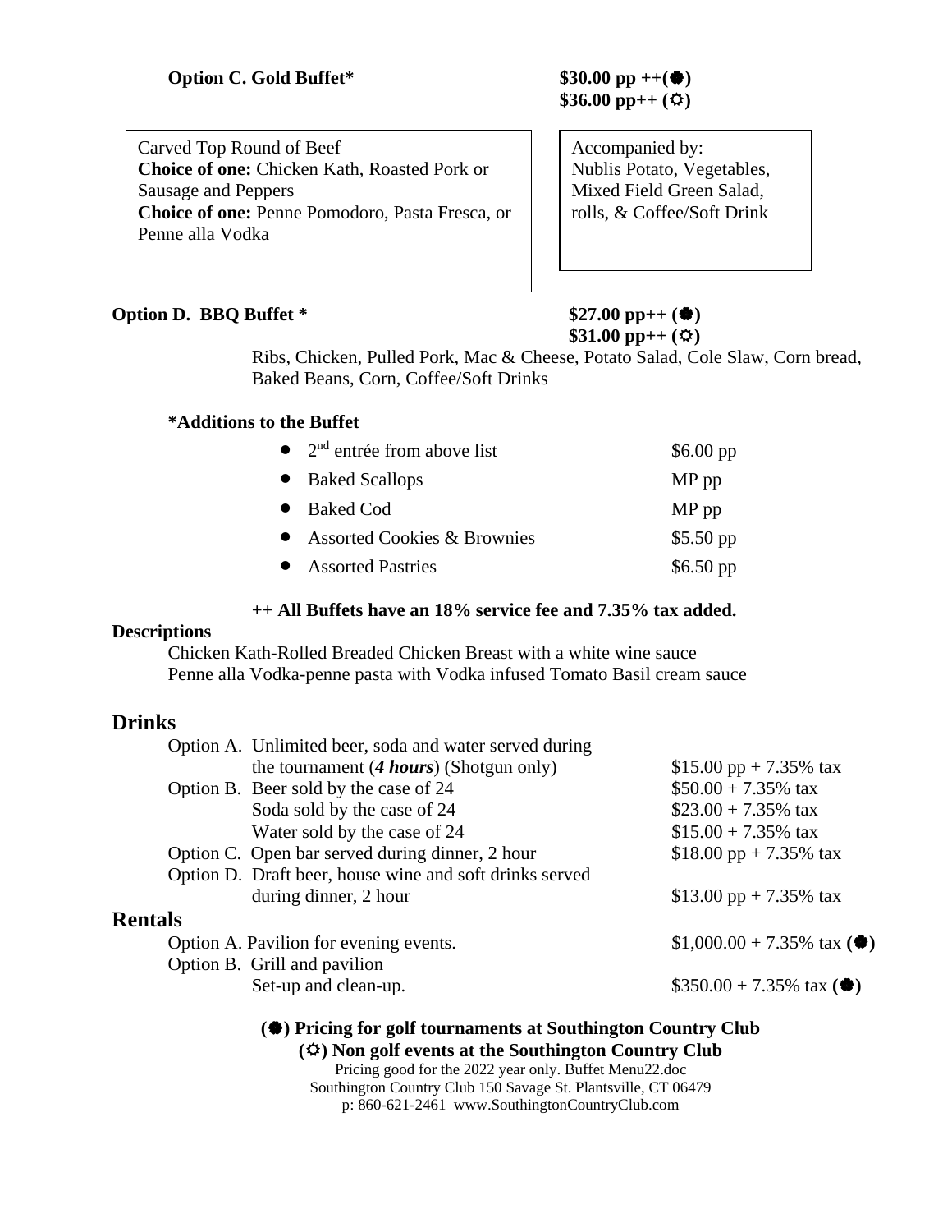**Option C. Gold Buffet*** **$30.00 pp ++(✹)**
**$36.00 pp++ (✡)**

Carved Top Round of Beef
**Choice of one:** Chicken Kath, Roasted Pork or Sausage and Peppers
**Choice of one:** Penne Pomodoro, Pasta Fresca, or Penne alla Vodka

Accompanied by:
Nublis Potato, Vegetables, Mixed Field Green Salad, rolls, & Coffee/Soft Drink

**Option D. BBQ Buffet *** **$27.00 pp++ (✹)**
**$31.00 pp++ (✡)**

Ribs, Chicken, Pulled Pork, Mac & Cheese, Potato Salad, Cole Slaw, Corn bread, Baked Beans, Corn, Coffee/Soft Drinks

**\*Additions to the Buffet**

| | |
|---|---|
| • 2nd entrée from above list | $6.00 pp |
| • Baked Scallops | MP pp |
| • Baked Cod | MP pp |
| • Assorted Cookies & Brownies | $5.50 pp |
| • Assorted Pastries | $6.50 pp |

**++ All Buffets have an 18% service fee and 7.35% tax added.**

**Descriptions**

Chicken Kath-Rolled Breaded Chicken Breast with a white wine sauce
Penne alla Vodka-penne pasta with Vodka infused Tomato Basil cream sauce

## Drinks

| | |
|---|---|
| Option A. Unlimited beer, soda and water served during the tournament (***4 hours***) (Shotgun only) | $15.00 pp + 7.35% tax |
| Option B. Beer sold by the case of 24 | $50.00 + 7.35% tax |
| Soda sold by the case of 24 | $23.00 + 7.35% tax |
| Water sold by the case of 24 | $15.00 + 7.35% tax |
| Option C. Open bar served during dinner, 2 hour | $18.00 pp + 7.35% tax |
| Option D. Draft beer, house wine and soft drinks served during dinner, 2 hour | $13.00 pp + 7.35% tax |

## Rentals

| | |
|---|---|
| Option A. Pavilion for evening events. | $1,000.00 + 7.35% tax **(✹)** |
| Option B. Grill and pavilion Set-up and clean-up. | $350.00 + 7.35% tax **(✹)** |

**(✹) Pricing for golf tournaments at Southington Country Club**
**(✡) Non golf events at the Southington Country Club**

Pricing good for the 2022 year only. Buffet Menu22.doc
Southington Country Club 150 Savage St. Plantsville, CT 06479
p: 860-621-2461 www.SouthingtonCountryClub.com